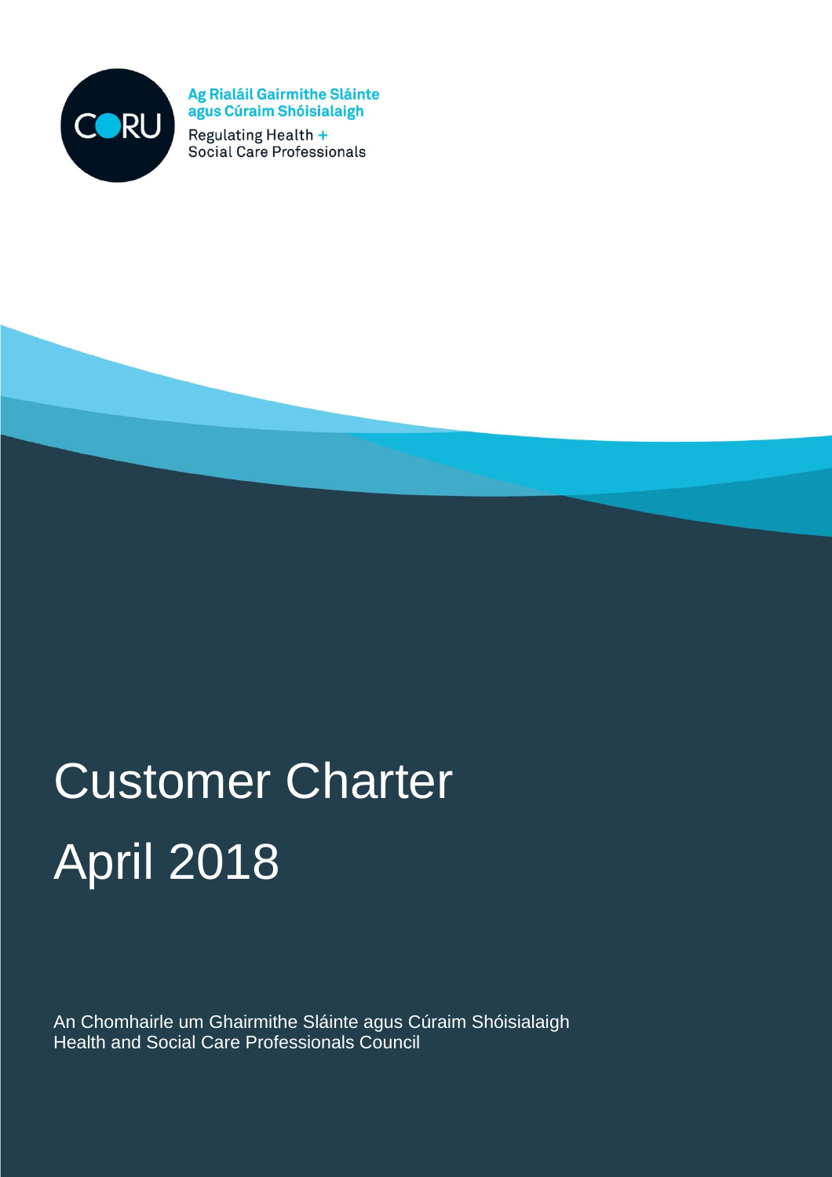CORU

Ag Rialáil Gairmithe Sláinte agus Cúraim Shóisialaigh

Regulating Health + Social Care Professionals

# Customer Charter

# April 2018

An Chomhairle um Ghairmithe Sláinte agus Cúraim Shóisialaigh
Health and Social Care Professionals Council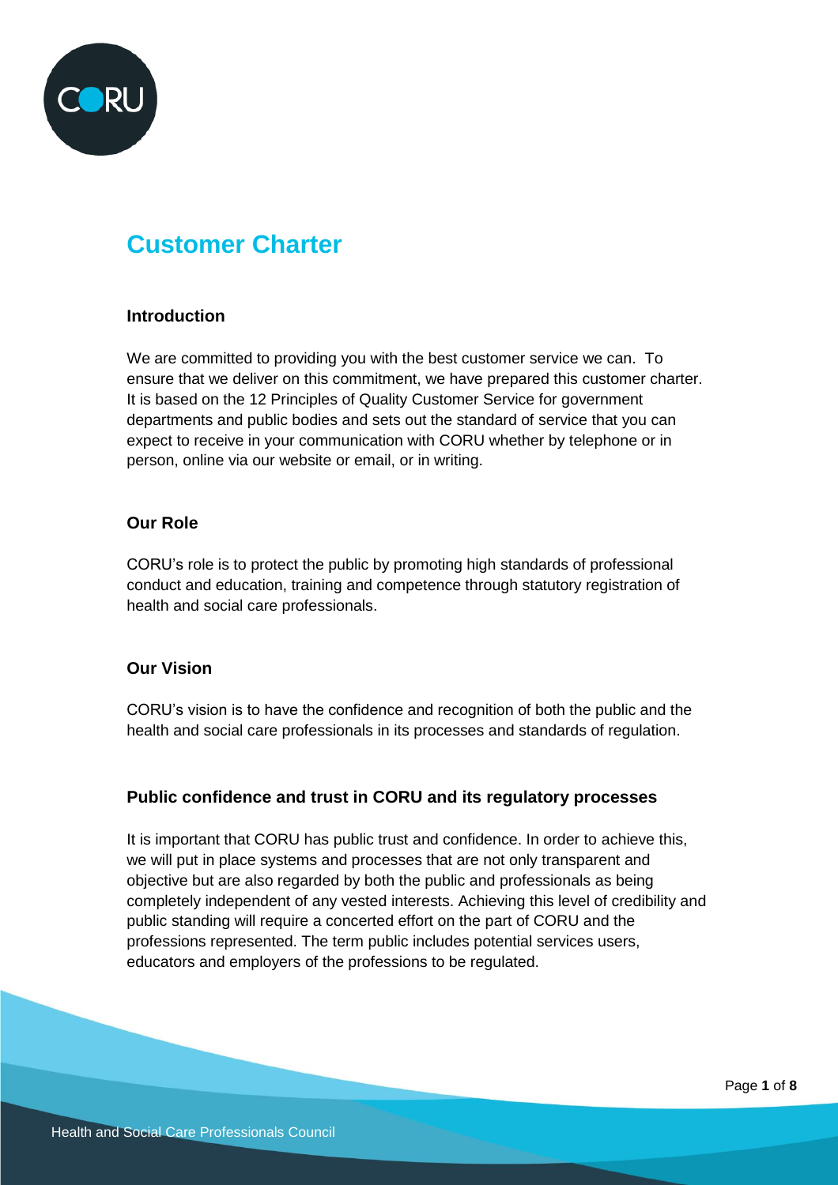# Customer Charter

## Introduction

We are committed to providing you with the best customer service we can. To ensure that we deliver on this commitment, we have prepared this customer charter. It is based on the 12 Principles of Quality Customer Service for government departments and public bodies and sets out the standard of service that you can expect to receive in your communication with CORU whether by telephone or in person, online via our website or email, or in writing.

## Our Role

CORU's role is to protect the public by promoting high standards of professional conduct and education, training and competence through statutory registration of health and social care professionals.

## Our Vision

CORU's vision is to have the confidence and recognition of both the public and the health and social care professionals in its processes and standards of regulation.

## Public confidence and trust in CORU and its regulatory processes

It is important that CORU has public trust and confidence. In order to achieve this, we will put in place systems and processes that are not only transparent and objective but are also regarded by both the public and professionals as being completely independent of any vested interests. Achieving this level of credibility and public standing will require a concerted effort on the part of CORU and the professions represented. The term public includes potential services users, educators and employers of the professions to be regulated.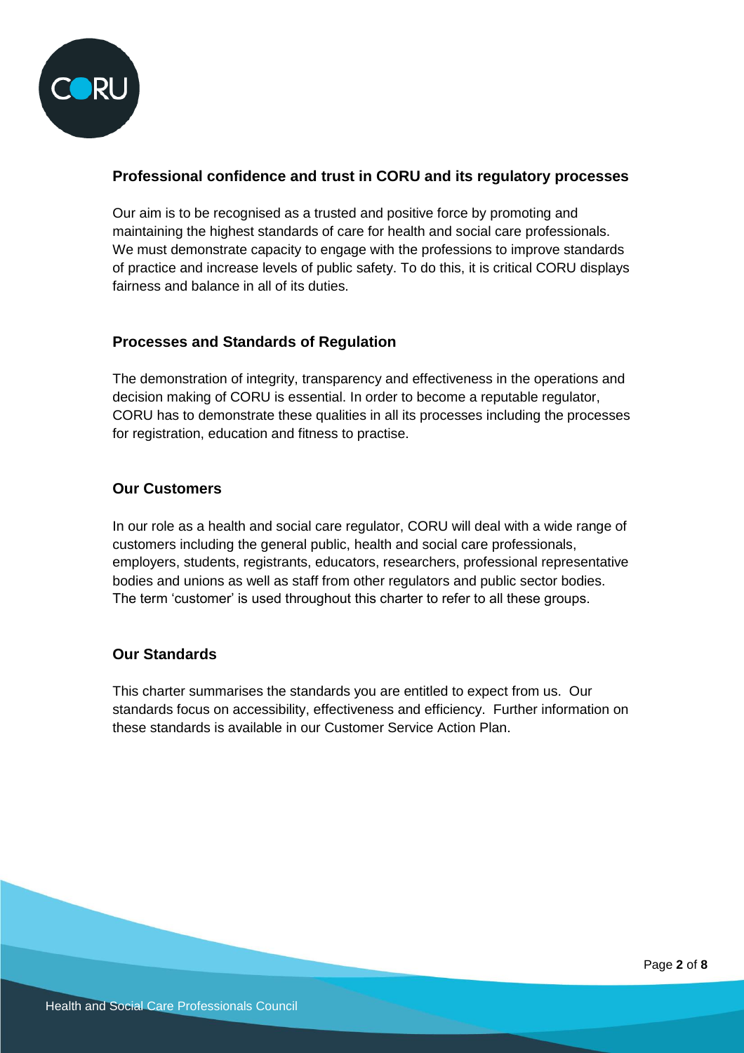## Professional confidence and trust in CORU and its regulatory processes

Our aim is to be recognised as a trusted and positive force by promoting and maintaining the highest standards of care for health and social care professionals. We must demonstrate capacity to engage with the professions to improve standards of practice and increase levels of public safety. To do this, it is critical CORU displays fairness and balance in all of its duties.

## Processes and Standards of Regulation

The demonstration of integrity, transparency and effectiveness in the operations and decision making of CORU is essential. In order to become a reputable regulator, CORU has to demonstrate these qualities in all its processes including the processes for registration, education and fitness to practise.

## Our Customers

In our role as a health and social care regulator, CORU will deal with a wide range of customers including the general public, health and social care professionals, employers, students, registrants, educators, researchers, professional representative bodies and unions as well as staff from other regulators and public sector bodies. The term 'customer' is used throughout this charter to refer to all these groups.

## Our Standards

This charter summarises the standards you are entitled to expect from us. Our standards focus on accessibility, effectiveness and efficiency. Further information on these standards is available in our Customer Service Action Plan.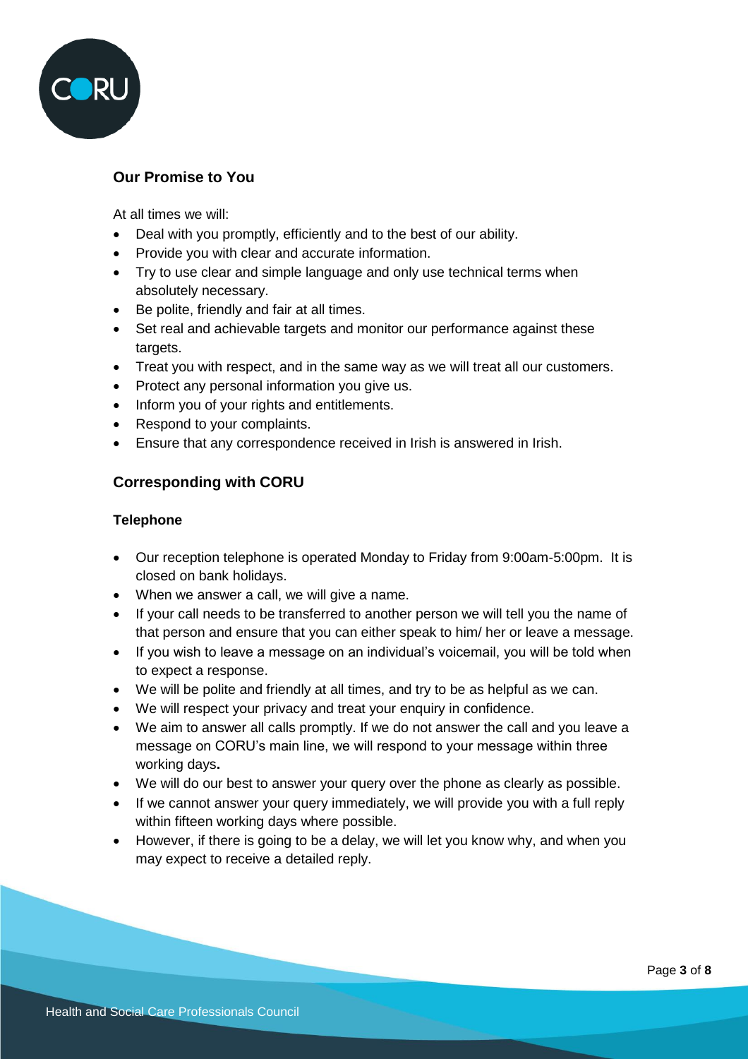## Our Promise to You

At all times we will:

- Deal with you promptly, efficiently and to the best of our ability.
- Provide you with clear and accurate information.
- Try to use clear and simple language and only use technical terms when absolutely necessary.
- Be polite, friendly and fair at all times.
- Set real and achievable targets and monitor our performance against these targets.
- Treat you with respect, and in the same way as we will treat all our customers.
- Protect any personal information you give us.
- Inform you of your rights and entitlements.
- Respond to your complaints.
- Ensure that any correspondence received in Irish is answered in Irish.

## Corresponding with CORU

### Telephone

- Our reception telephone is operated Monday to Friday from 9:00am-5:00pm. It is closed on bank holidays.
- When we answer a call, we will give a name.
- If your call needs to be transferred to another person we will tell you the name of that person and ensure that you can either speak to him/ her or leave a message.
- If you wish to leave a message on an individual's voicemail, you will be told when to expect a response.
- We will be polite and friendly at all times, and try to be as helpful as we can.
- We will respect your privacy and treat your enquiry in confidence.
- We aim to answer all calls promptly. If we do not answer the call and you leave a message on CORU's main line, we will respond to your message within three working days**.**
- We will do our best to answer your query over the phone as clearly as possible.
- If we cannot answer your query immediately, we will provide you with a full reply within fifteen working days where possible.
- However, if there is going to be a delay, we will let you know why, and when you may expect to receive a detailed reply.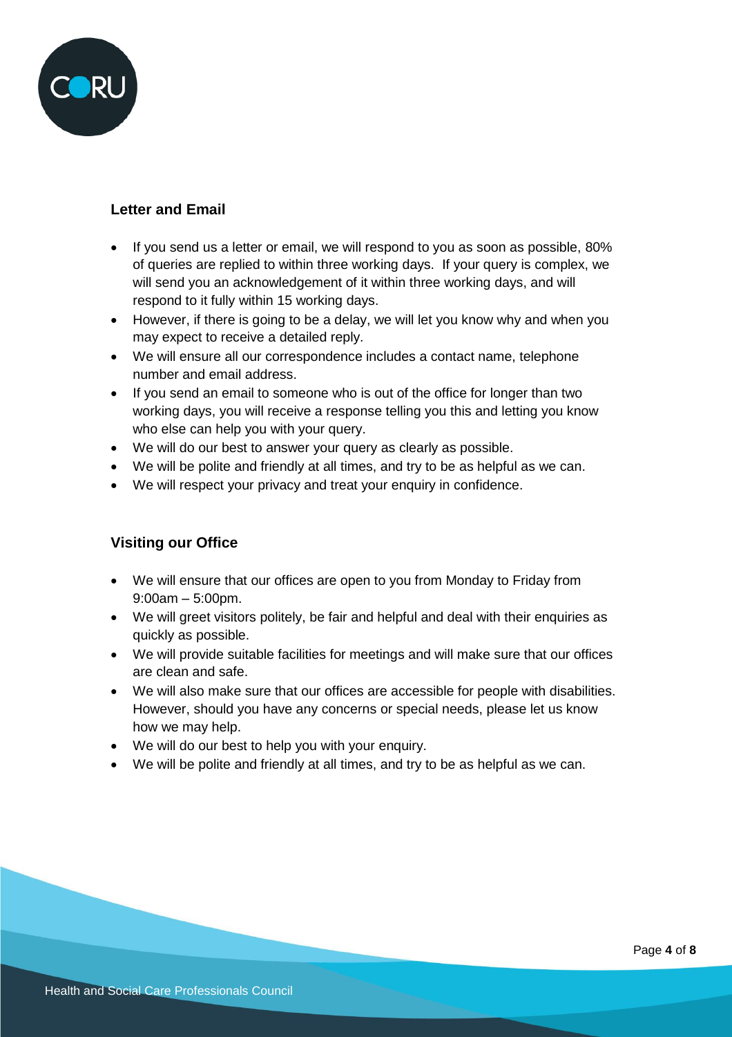## Letter and Email

- If you send us a letter or email, we will respond to you as soon as possible, 80% of queries are replied to within three working days. If your query is complex, we will send you an acknowledgement of it within three working days, and will respond to it fully within 15 working days.
- However, if there is going to be a delay, we will let you know why and when you may expect to receive a detailed reply.
- We will ensure all our correspondence includes a contact name, telephone number and email address.
- If you send an email to someone who is out of the office for longer than two working days, you will receive a response telling you this and letting you know who else can help you with your query.
- We will do our best to answer your query as clearly as possible.
- We will be polite and friendly at all times, and try to be as helpful as we can.
- We will respect your privacy and treat your enquiry in confidence.

## Visiting our Office

- We will ensure that our offices are open to you from Monday to Friday from 9:00am – 5:00pm.
- We will greet visitors politely, be fair and helpful and deal with their enquiries as quickly as possible.
- We will provide suitable facilities for meetings and will make sure that our offices are clean and safe.
- We will also make sure that our offices are accessible for people with disabilities. However, should you have any concerns or special needs, please let us know how we may help.
- We will do our best to help you with your enquiry.
- We will be polite and friendly at all times, and try to be as helpful as we can.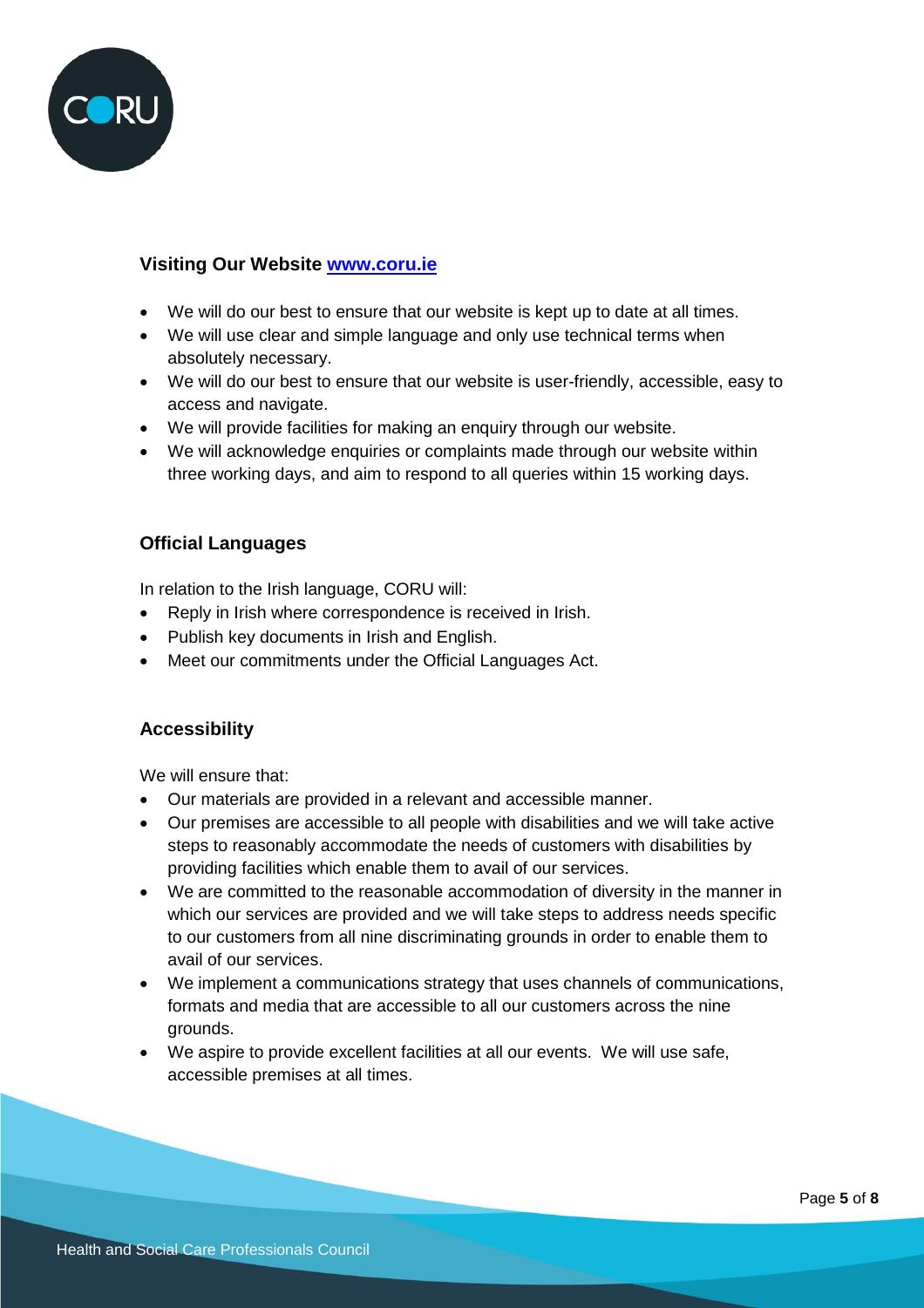### Visiting Our Website [www.coru.ie](www.coru.ie)

- We will do our best to ensure that our website is kept up to date at all times.
- We will use clear and simple language and only use technical terms when absolutely necessary.
- We will do our best to ensure that our website is user-friendly, accessible, easy to access and navigate.
- We will provide facilities for making an enquiry through our website.
- We will acknowledge enquiries or complaints made through our website within three working days, and aim to respond to all queries within 15 working days.

### Official Languages

In relation to the Irish language, CORU will:

- Reply in Irish where correspondence is received in Irish.
- Publish key documents in Irish and English.
- Meet our commitments under the Official Languages Act.

### Accessibility

We will ensure that:

- Our materials are provided in a relevant and accessible manner.
- Our premises are accessible to all people with disabilities and we will take active steps to reasonably accommodate the needs of customers with disabilities by providing facilities which enable them to avail of our services.
- We are committed to the reasonable accommodation of diversity in the manner in which our services are provided and we will take steps to address needs specific to our customers from all nine discriminating grounds in order to enable them to avail of our services.
- We implement a communications strategy that uses channels of communications, formats and media that are accessible to all our customers across the nine grounds.
- We aspire to provide excellent facilities at all our events. We will use safe, accessible premises at all times.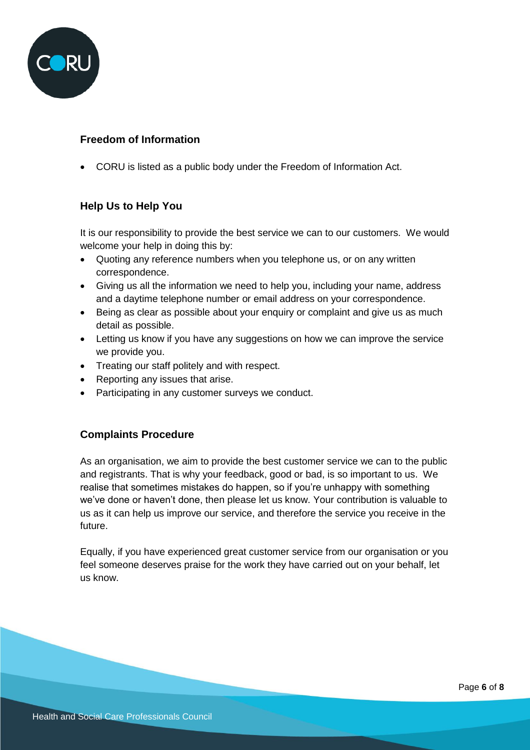## Freedom of Information

- CORU is listed as a public body under the Freedom of Information Act.

## Help Us to Help You

It is our responsibility to provide the best service we can to our customers. We would welcome your help in doing this by:

- Quoting any reference numbers when you telephone us, or on any written correspondence.
- Giving us all the information we need to help you, including your name, address and a daytime telephone number or email address on your correspondence.
- Being as clear as possible about your enquiry or complaint and give us as much detail as possible.
- Letting us know if you have any suggestions on how we can improve the service we provide you.
- Treating our staff politely and with respect.
- Reporting any issues that arise.
- Participating in any customer surveys we conduct.

## Complaints Procedure

As an organisation, we aim to provide the best customer service we can to the public and registrants. That is why your feedback, good or bad, is so important to us. We realise that sometimes mistakes do happen, so if you're unhappy with something we've done or haven't done, then please let us know. Your contribution is valuable to us as it can help us improve our service, and therefore the service you receive in the future.

Equally, if you have experienced great customer service from our organisation or you feel someone deserves praise for the work they have carried out on your behalf, let us know.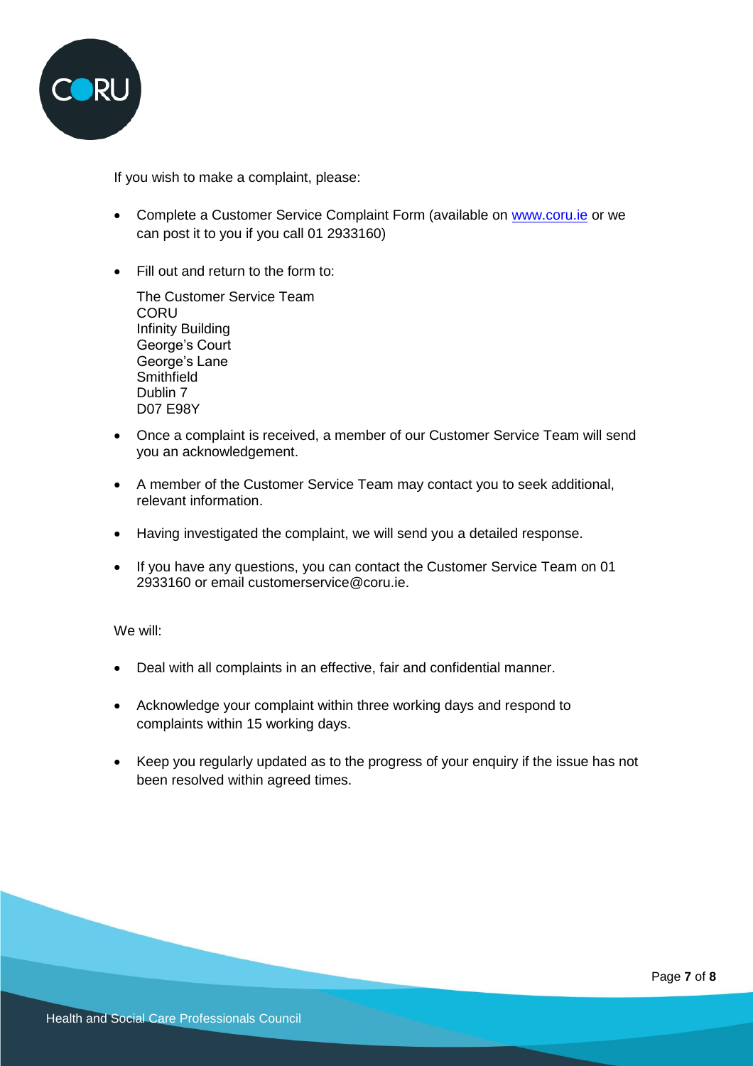If you wish to make a complaint, please:

- Complete a Customer Service Complaint Form (available on [www.coru.ie](http://www.coru.ie) or we can post it to you if you call 01 2933160)
- Fill out and return to the form to:

  The Customer Service Team  
  CORU  
  Infinity Building  
  George's Court  
  George's Lane  
  Smithfield  
  Dublin 7  
  D07 E98Y

- Once a complaint is received, a member of our Customer Service Team will send you an acknowledgement.
- A member of the Customer Service Team may contact you to seek additional, relevant information.
- Having investigated the complaint, we will send you a detailed response.
- If you have any questions, you can contact the Customer Service Team on 01 2933160 or email customerservice@coru.ie.

We will:

- Deal with all complaints in an effective, fair and confidential manner.
- Acknowledge your complaint within three working days and respond to complaints within 15 working days.
- Keep you regularly updated as to the progress of your enquiry if the issue has not been resolved within agreed times.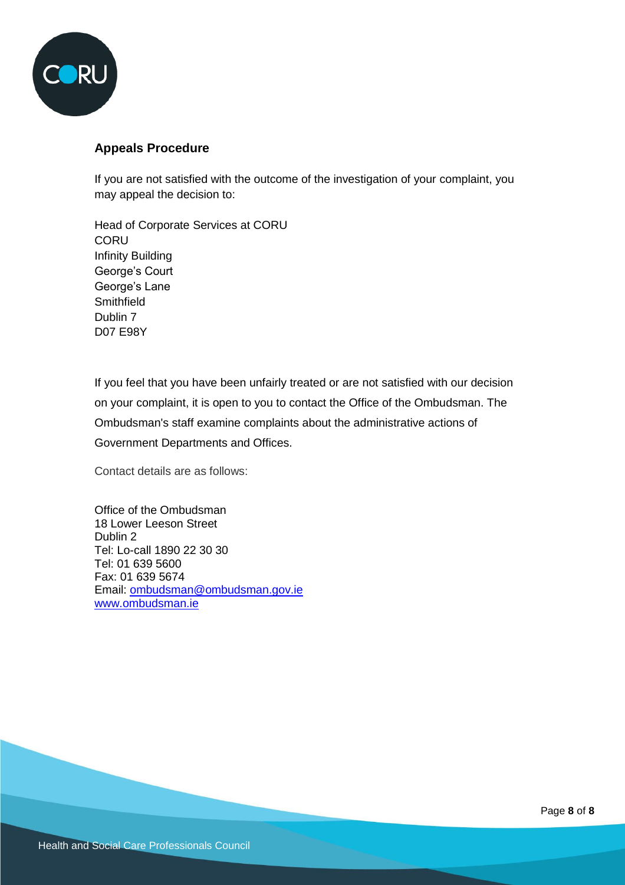## Appeals Procedure

If you are not satisfied with the outcome of the investigation of your complaint, you may appeal the decision to:

Head of Corporate Services at CORU
CORU
Infinity Building
George's Court
George's Lane
Smithfield
Dublin 7
D07 E98Y

If you feel that you have been unfairly treated or are not satisfied with our decision on your complaint, it is open to you to contact the Office of the Ombudsman. The Ombudsman's staff examine complaints about the administrative actions of Government Departments and Offices.

Contact details are as follows:

Office of the Ombudsman
18 Lower Leeson Street
Dublin 2
Tel: Lo-call 1890 22 30 30
Tel: 01 639 5600
Fax: 01 639 5674
Email: ombudsman@ombudsman.gov.ie
www.ombudsman.ie